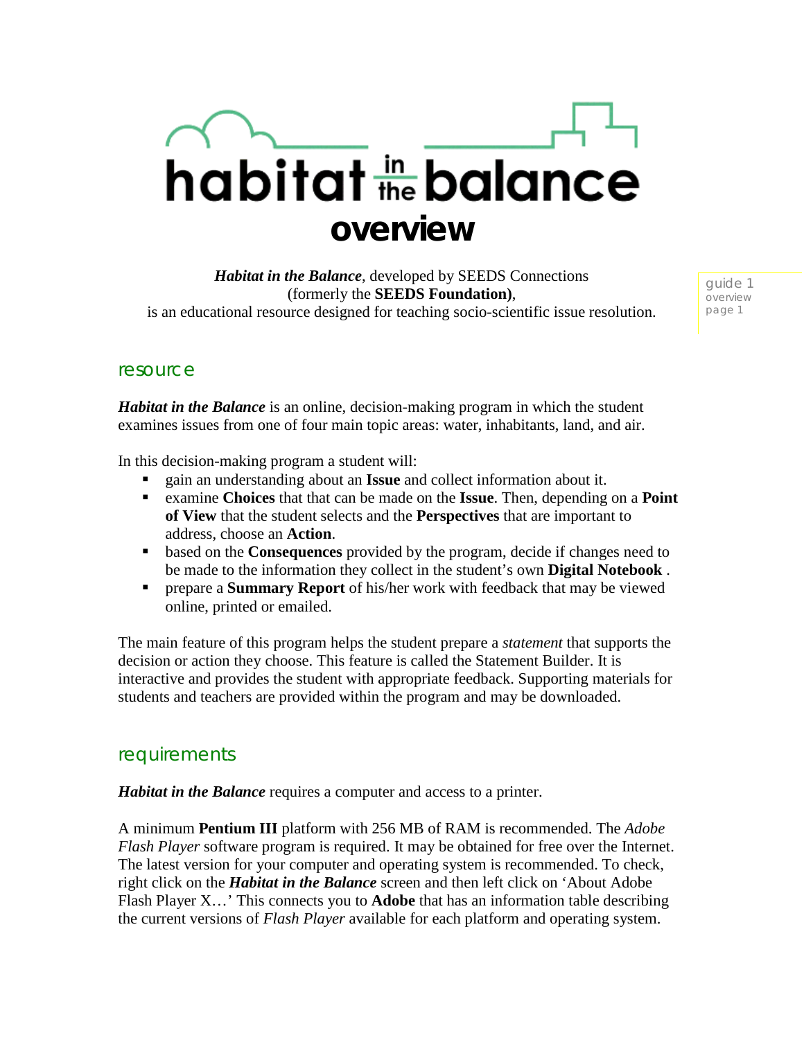# habitat in the balance

## overview

***Habitat in the Balance***, developed by SEEDS Connections
(formerly the **SEEDS Foundation)**,
is an educational resource designed for teaching socio-scientific issue resolution.

### resource

***Habitat in the Balance*** is an online, decision-making program in which the student examines issues from one of four main topic areas: water, inhabitants, land, and air.

In this decision-making program a student will:

- gain an understanding about an **Issue** and collect information about it.
- examine **Choices** that that can be made on the **Issue**. Then, depending on a **Point of View** that the student selects and the **Perspectives** that are important to address, choose an **Action**.
- based on the **Consequences** provided by the program, decide if changes need to be made to the information they collect in the student's own **Digital Notebook** .
- prepare a **Summary Report** of his/her work with feedback that may be viewed online, printed or emailed.

The main feature of this program helps the student prepare a *statement* that supports the decision or action they choose. This feature is called the Statement Builder. It is interactive and provides the student with appropriate feedback. Supporting materials for students and teachers are provided within the program and may be downloaded.

### requirements

***Habitat in the Balance*** requires a computer and access to a printer.

A minimum **Pentium III** platform with 256 MB of RAM is recommended. The *Adobe Flash Player* software program is required. It may be obtained for free over the Internet. The latest version for your computer and operating system is recommended. To check, right click on the ***Habitat in the Balance*** screen and then left click on 'About Adobe Flash Player X…' This connects you to **Adobe** that has an information table describing the current versions of *Flash Player* available for each platform and operating system.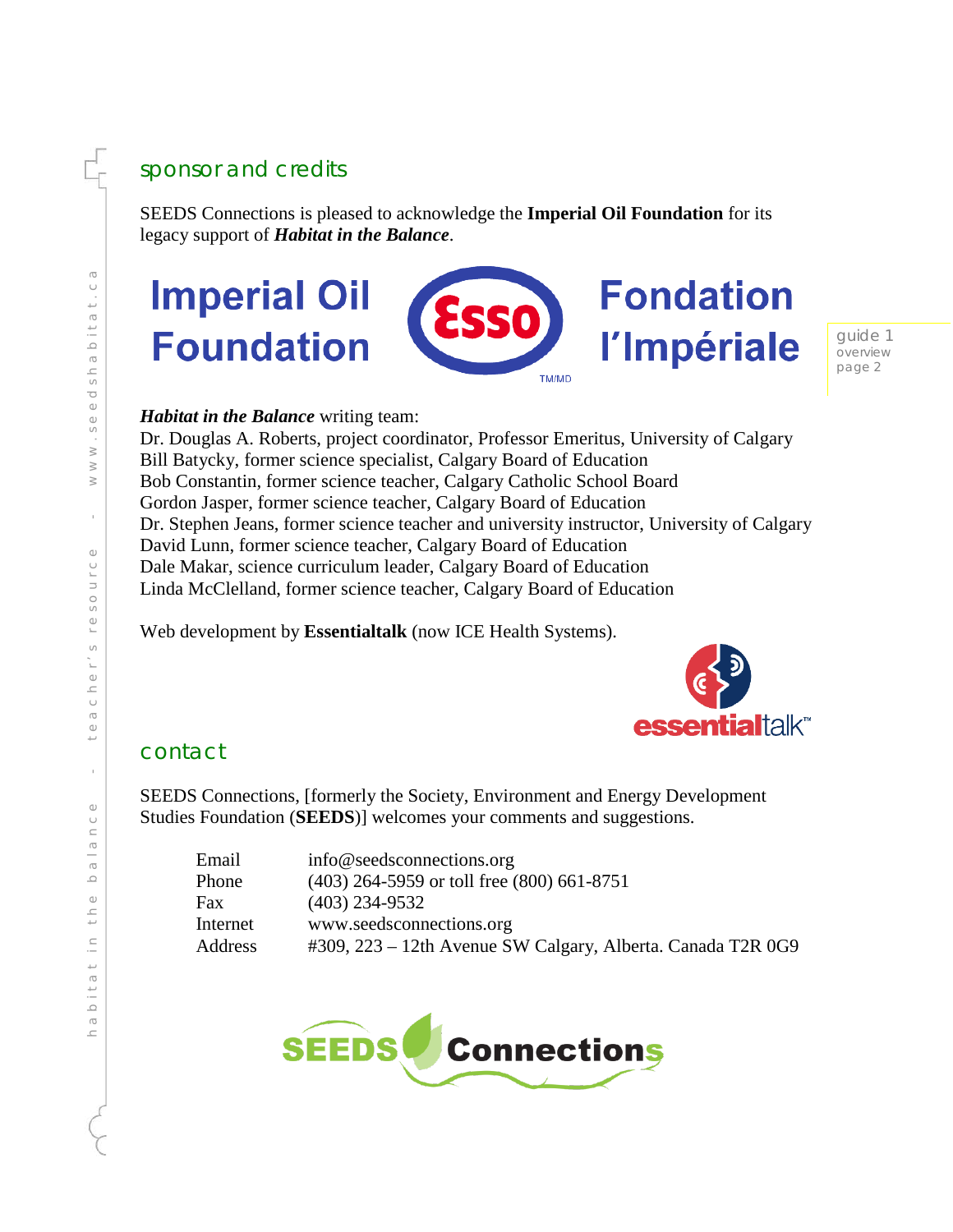## sponsor and credits

SEEDS Connections is pleased to acknowledge the **Imperial Oil Foundation** for its legacy support of ***Habitat in the Balance***.

Imperial Oil Foundation
Fondation l'Impériale

***Habitat in the Balance*** writing team:
Dr. Douglas A. Roberts, project coordinator, Professor Emeritus, University of Calgary
Bill Batycky, former science specialist, Calgary Board of Education
Bob Constantin, former science teacher, Calgary Catholic School Board
Gordon Jasper, former science teacher, Calgary Board of Education
Dr. Stephen Jeans, former science teacher and university instructor, University of Calgary
David Lunn, former science teacher, Calgary Board of Education
Dale Makar, science curriculum leader, Calgary Board of Education
Linda McClelland, former science teacher, Calgary Board of Education

Web development by **Essentialtalk** (now ICE Health Systems).

## contact

SEEDS Connections, [formerly the Society, Environment and Energy Development Studies Foundation (**SEEDS**)] welcomes your comments and suggestions.

| | |
|---|---|
| Email | info@seedsconnections.org |
| Phone | (403) 264-5959 or toll free (800) 661-8751 |
| Fax | (403) 234-9532 |
| Internet | www.seedsconnections.org |
| Address | #309, 223 – 12th Avenue SW Calgary, Alberta. Canada T2R 0G9 |